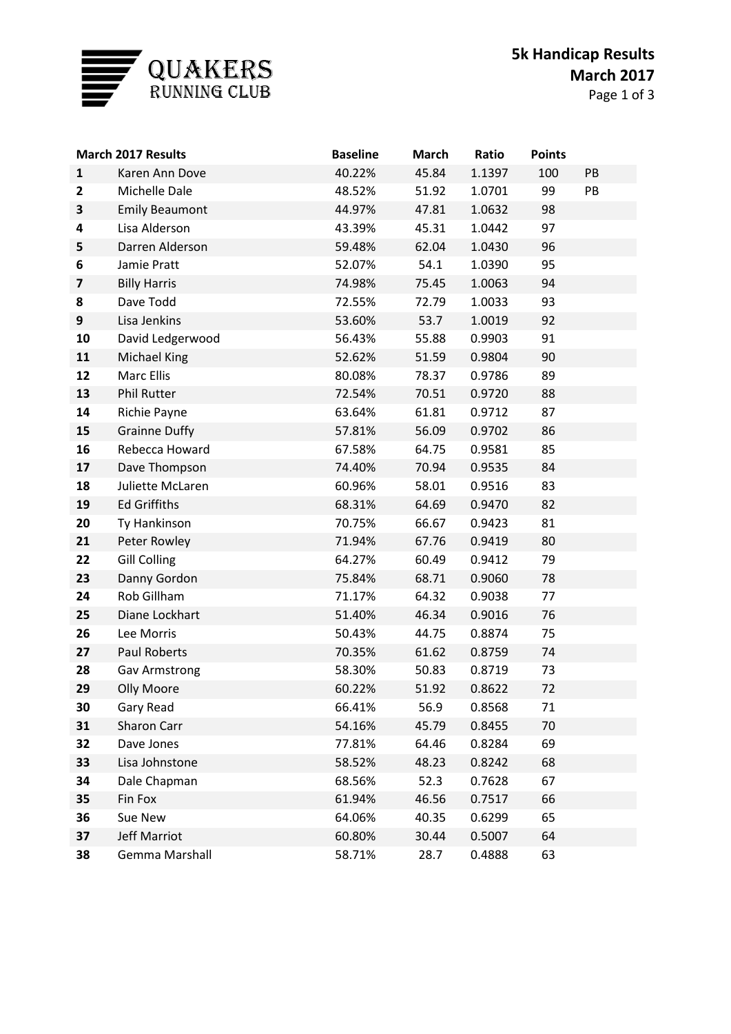# QUAKERS RUNNING CLUB

## 5k Handicap Results
## March 2017

| March 2017 Results | | Baseline | March | Ratio | Points | |
|---|---|---|---|---|---|---|
| **1** | Karen Ann Dove | 40.22% | 45.84 | 1.1397 | 100 | PB |
| **2** | Michelle Dale | 48.52% | 51.92 | 1.0701 | 99 | PB |
| **3** | Emily Beaumont | 44.97% | 47.81 | 1.0632 | 98 | |
| **4** | Lisa Alderson | 43.39% | 45.31 | 1.0442 | 97 | |
| **5** | Darren Alderson | 59.48% | 62.04 | 1.0430 | 96 | |
| **6** | Jamie Pratt | 52.07% | 54.1 | 1.0390 | 95 | |
| **7** | Billy Harris | 74.98% | 75.45 | 1.0063 | 94 | |
| **8** | Dave Todd | 72.55% | 72.79 | 1.0033 | 93 | |
| **9** | Lisa Jenkins | 53.60% | 53.7 | 1.0019 | 92 | |
| **10** | David Ledgerwood | 56.43% | 55.88 | 0.9903 | 91 | |
| **11** | Michael King | 52.62% | 51.59 | 0.9804 | 90 | |
| **12** | Marc Ellis | 80.08% | 78.37 | 0.9786 | 89 | |
| **13** | Phil Rutter | 72.54% | 70.51 | 0.9720 | 88 | |
| **14** | Richie Payne | 63.64% | 61.81 | 0.9712 | 87 | |
| **15** | Grainne Duffy | 57.81% | 56.09 | 0.9702 | 86 | |
| **16** | Rebecca Howard | 67.58% | 64.75 | 0.9581 | 85 | |
| **17** | Dave Thompson | 74.40% | 70.94 | 0.9535 | 84 | |
| **18** | Juliette McLaren | 60.96% | 58.01 | 0.9516 | 83 | |
| **19** | Ed Griffiths | 68.31% | 64.69 | 0.9470 | 82 | |
| **20** | Ty Hankinson | 70.75% | 66.67 | 0.9423 | 81 | |
| **21** | Peter Rowley | 71.94% | 67.76 | 0.9419 | 80 | |
| **22** | Gill Colling | 64.27% | 60.49 | 0.9412 | 79 | |
| **23** | Danny Gordon | 75.84% | 68.71 | 0.9060 | 78 | |
| **24** | Rob Gillham | 71.17% | 64.32 | 0.9038 | 77 | |
| **25** | Diane Lockhart | 51.40% | 46.34 | 0.9016 | 76 | |
| **26** | Lee Morris | 50.43% | 44.75 | 0.8874 | 75 | |
| **27** | Paul Roberts | 70.35% | 61.62 | 0.8759 | 74 | |
| **28** | Gav Armstrong | 58.30% | 50.83 | 0.8719 | 73 | |
| **29** | Olly Moore | 60.22% | 51.92 | 0.8622 | 72 | |
| **30** | Gary Read | 66.41% | 56.9 | 0.8568 | 71 | |
| **31** | Sharon Carr | 54.16% | 45.79 | 0.8455 | 70 | |
| **32** | Dave Jones | 77.81% | 64.46 | 0.8284 | 69 | |
| **33** | Lisa Johnstone | 58.52% | 48.23 | 0.8242 | 68 | |
| **34** | Dale Chapman | 68.56% | 52.3 | 0.7628 | 67 | |
| **35** | Fin Fox | 61.94% | 46.56 | 0.7517 | 66 | |
| **36** | Sue New | 64.06% | 40.35 | 0.6299 | 65 | |
| **37** | Jeff Marriot | 60.80% | 30.44 | 0.5007 | 64 | |
| **38** | Gemma Marshall | 58.71% | 28.7 | 0.4888 | 63 | |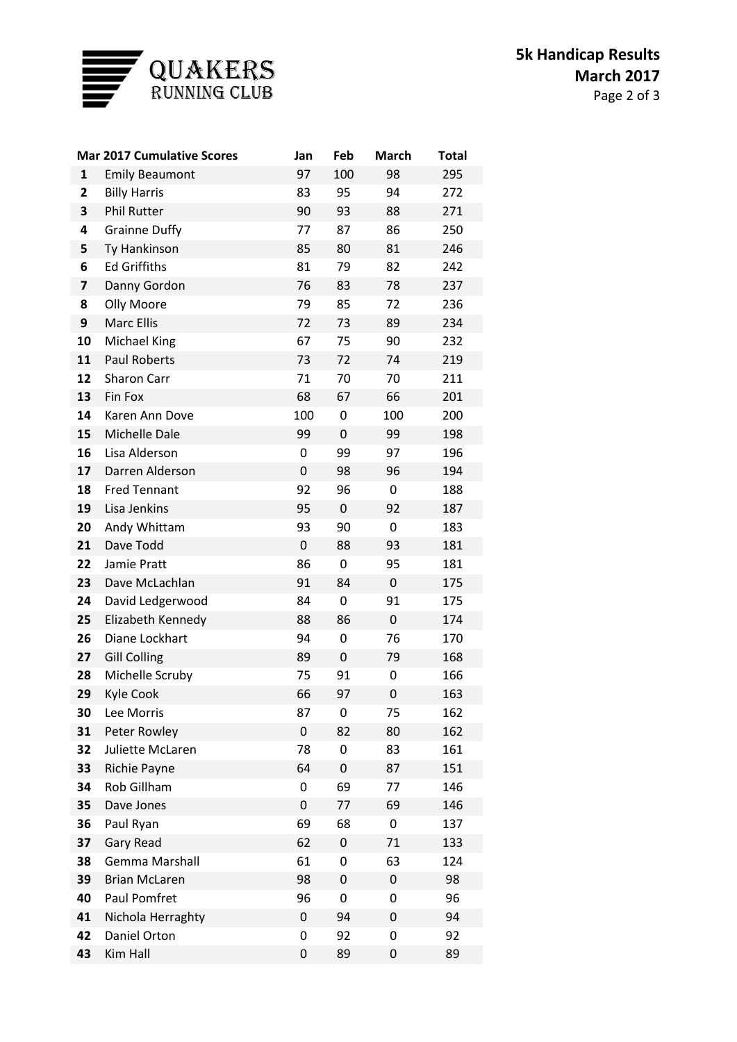# Quakers Running Club

## 5k Handicap Results
## March 2017

| Mar 2017 Cumulative Scores | | Jan | Feb | March | Total |
|---|---|---|---|---|---|
| 1 | Emily Beaumont | 97 | 100 | 98 | 295 |
| 2 | Billy Harris | 83 | 95 | 94 | 272 |
| 3 | Phil Rutter | 90 | 93 | 88 | 271 |
| 4 | Grainne Duffy | 77 | 87 | 86 | 250 |
| 5 | Ty Hankinson | 85 | 80 | 81 | 246 |
| 6 | Ed Griffiths | 81 | 79 | 82 | 242 |
| 7 | Danny Gordon | 76 | 83 | 78 | 237 |
| 8 | Olly Moore | 79 | 85 | 72 | 236 |
| 9 | Marc Ellis | 72 | 73 | 89 | 234 |
| 10 | Michael King | 67 | 75 | 90 | 232 |
| 11 | Paul Roberts | 73 | 72 | 74 | 219 |
| 12 | Sharon Carr | 71 | 70 | 70 | 211 |
| 13 | Fin Fox | 68 | 67 | 66 | 201 |
| 14 | Karen Ann Dove | 100 | 0 | 100 | 200 |
| 15 | Michelle Dale | 99 | 0 | 99 | 198 |
| 16 | Lisa Alderson | 0 | 99 | 97 | 196 |
| 17 | Darren Alderson | 0 | 98 | 96 | 194 |
| 18 | Fred Tennant | 92 | 96 | 0 | 188 |
| 19 | Lisa Jenkins | 95 | 0 | 92 | 187 |
| 20 | Andy Whittam | 93 | 90 | 0 | 183 |
| 21 | Dave Todd | 0 | 88 | 93 | 181 |
| 22 | Jamie Pratt | 86 | 0 | 95 | 181 |
| 23 | Dave McLachlan | 91 | 84 | 0 | 175 |
| 24 | David Ledgerwood | 84 | 0 | 91 | 175 |
| 25 | Elizabeth Kennedy | 88 | 86 | 0 | 174 |
| 26 | Diane Lockhart | 94 | 0 | 76 | 170 |
| 27 | Gill Colling | 89 | 0 | 79 | 168 |
| 28 | Michelle Scruby | 75 | 91 | 0 | 166 |
| 29 | Kyle Cook | 66 | 97 | 0 | 163 |
| 30 | Lee Morris | 87 | 0 | 75 | 162 |
| 31 | Peter Rowley | 0 | 82 | 80 | 162 |
| 32 | Juliette McLaren | 78 | 0 | 83 | 161 |
| 33 | Richie Payne | 64 | 0 | 87 | 151 |
| 34 | Rob Gillham | 0 | 69 | 77 | 146 |
| 35 | Dave Jones | 0 | 77 | 69 | 146 |
| 36 | Paul Ryan | 69 | 68 | 0 | 137 |
| 37 | Gary Read | 62 | 0 | 71 | 133 |
| 38 | Gemma Marshall | 61 | 0 | 63 | 124 |
| 39 | Brian McLaren | 98 | 0 | 0 | 98 |
| 40 | Paul Pomfret | 96 | 0 | 0 | 96 |
| 41 | Nichola Herraghty | 0 | 94 | 0 | 94 |
| 42 | Daniel Orton | 0 | 92 | 0 | 92 |
| 43 | Kim Hall | 0 | 89 | 0 | 89 |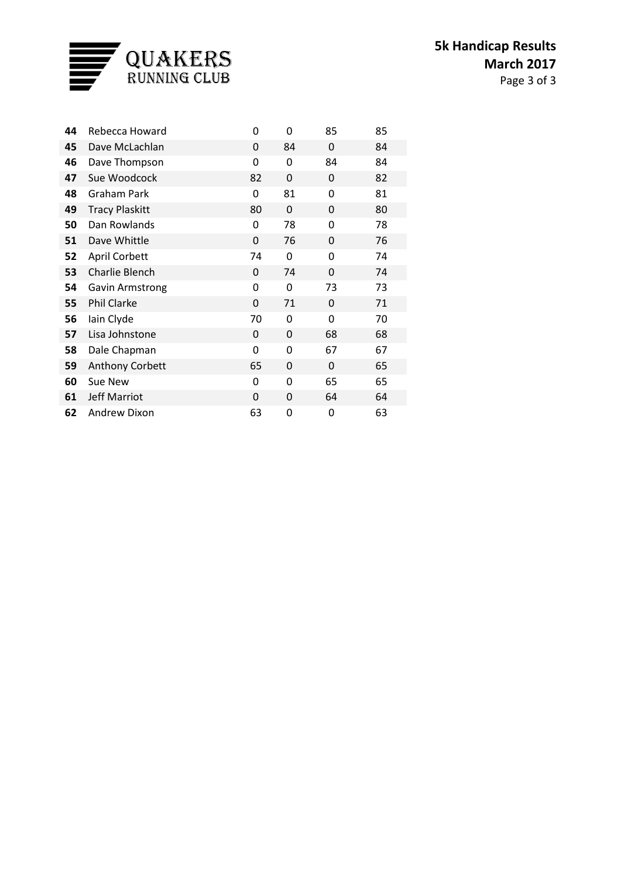| | | | | | |
|---|---|---|---|---|---|
| **44** | Rebecca Howard | 0 | 0 | 85 | 85 |
| **45** | Dave McLachlan | 0 | 84 | 0 | 84 |
| **46** | Dave Thompson | 0 | 0 | 84 | 84 |
| **47** | Sue Woodcock | 82 | 0 | 0 | 82 |
| **48** | Graham Park | 0 | 81 | 0 | 81 |
| **49** | Tracy Plaskitt | 80 | 0 | 0 | 80 |
| **50** | Dan Rowlands | 0 | 78 | 0 | 78 |
| **51** | Dave Whittle | 0 | 76 | 0 | 76 |
| **52** | April Corbett | 74 | 0 | 0 | 74 |
| **53** | Charlie Blench | 0 | 74 | 0 | 74 |
| **54** | Gavin Armstrong | 0 | 0 | 73 | 73 |
| **55** | Phil Clarke | 0 | 71 | 0 | 71 |
| **56** | Iain Clyde | 70 | 0 | 0 | 70 |
| **57** | Lisa Johnstone | 0 | 0 | 68 | 68 |
| **58** | Dale Chapman | 0 | 0 | 67 | 67 |
| **59** | Anthony Corbett | 65 | 0 | 0 | 65 |
| **60** | Sue New | 0 | 0 | 65 | 65 |
| **61** | Jeff Marriot | 0 | 0 | 64 | 64 |
| **62** | Andrew Dixon | 63 | 0 | 0 | 63 |